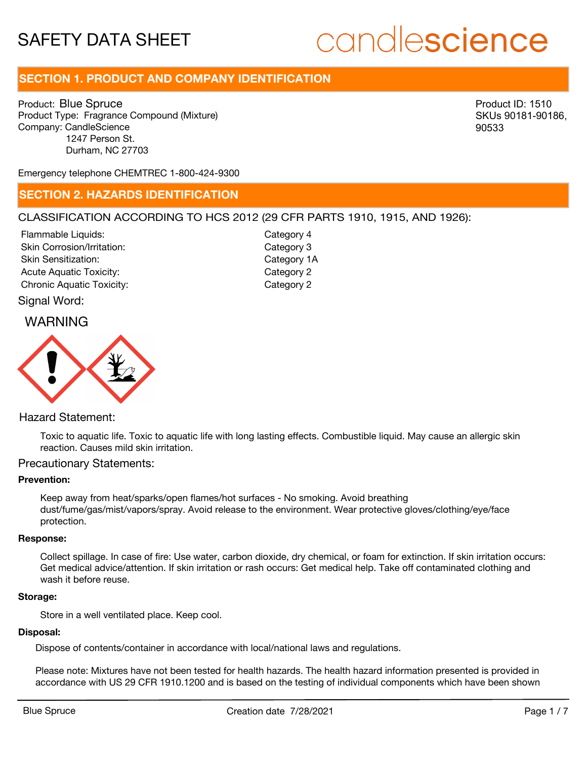# SAFETY DATA SHEET

candlescience

## SECTION 1. PRODUCT AND COMPANY IDENTIFICATION

Product: Blue Spruce
Product Type: Fragrance Compound (Mixture)
Company: CandleScience
1247 Person St.
Durham, NC 27703

Product ID: 1510
SKUs 90181-90186, 90533

Emergency telephone CHEMTREC 1-800-424-9300

## SECTION 2. HAZARDS IDENTIFICATION

CLASSIFICATION ACCORDING TO HCS 2012 (29 CFR PARTS 1910, 1915, AND 1926):

| | |
|---|---|
| Flammable Liquids: | Category 4 |
| Skin Corrosion/Irritation: | Category 3 |
| Skin Sensitization: | Category 1A |
| Acute Aquatic Toxicity: | Category 2 |
| Chronic Aquatic Toxicity: | Category 2 |

Signal Word:

WARNING

Hazard Statement:

Toxic to aquatic life. Toxic to aquatic life with long lasting effects. Combustible liquid. May cause an allergic skin reaction. Causes mild skin irritation.

Precautionary Statements:

**Prevention:**

Keep away from heat/sparks/open flames/hot surfaces - No smoking. Avoid breathing dust/fume/gas/mist/vapors/spray. Avoid release to the environment. Wear protective gloves/clothing/eye/face protection.

**Response:**

Collect spillage. In case of fire: Use water, carbon dioxide, dry chemical, or foam for extinction. If skin irritation occurs: Get medical advice/attention. If skin irritation or rash occurs: Get medical help. Take off contaminated clothing and wash it before reuse.

**Storage:**

Store in a well ventilated place. Keep cool.

**Disposal:**

Dispose of contents/container in accordance with local/national laws and regulations.

Please note: Mixtures have not been tested for health hazards. The health hazard information presented is provided in accordance with US 29 CFR 1910.1200 and is based on the testing of individual components which have been shown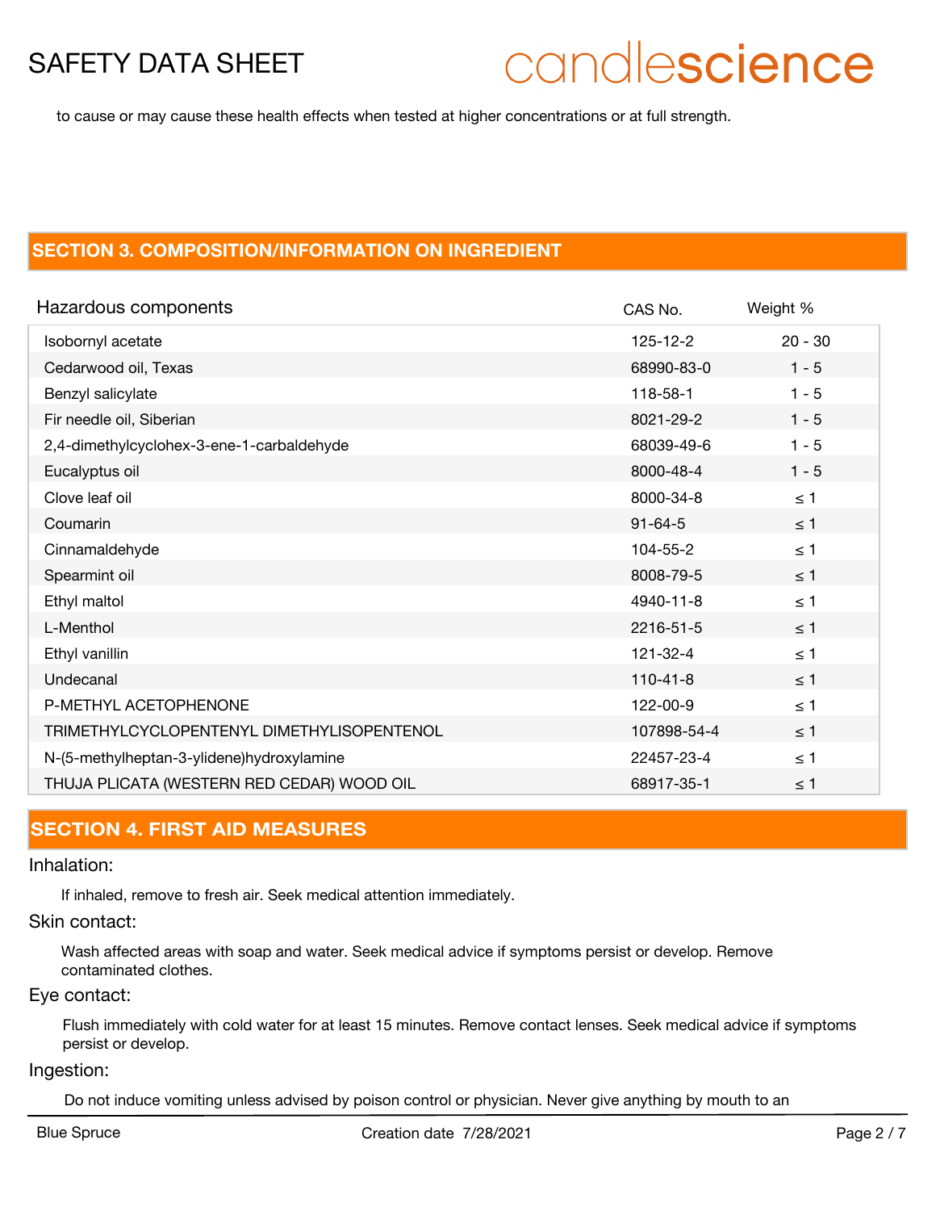to cause or may cause these health effects when tested at higher concentrations or at full strength.

## SECTION 3. COMPOSITION/INFORMATION ON INGREDIENT

| Hazardous components | CAS No. | Weight % |
|---|---|---|
| Isobornyl acetate | 125-12-2 | 20 - 30 |
| Cedarwood oil, Texas | 68990-83-0 | 1 - 5 |
| Benzyl salicylate | 118-58-1 | 1 - 5 |
| Fir needle oil, Siberian | 8021-29-2 | 1 - 5 |
| 2,4-dimethylcyclohex-3-ene-1-carbaldehyde | 68039-49-6 | 1 - 5 |
| Eucalyptus oil | 8000-48-4 | 1 - 5 |
| Clove leaf oil | 8000-34-8 | ≤ 1 |
| Coumarin | 91-64-5 | ≤ 1 |
| Cinnamaldehyde | 104-55-2 | ≤ 1 |
| Spearmint oil | 8008-79-5 | ≤ 1 |
| Ethyl maltol | 4940-11-8 | ≤ 1 |
| L-Menthol | 2216-51-5 | ≤ 1 |
| Ethyl vanillin | 121-32-4 | ≤ 1 |
| Undecanal | 110-41-8 | ≤ 1 |
| P-METHYL ACETOPHENONE | 122-00-9 | ≤ 1 |
| TRIMETHYLCYCLOPENTENYL DIMETHYLISOPENTENOL | 107898-54-4 | ≤ 1 |
| N-(5-methylheptan-3-ylidene)hydroxylamine | 22457-23-4 | ≤ 1 |
| THUJA PLICATA (WESTERN RED CEDAR) WOOD OIL | 68917-35-1 | ≤ 1 |

## SECTION 4. FIRST AID MEASURES

Inhalation:

If inhaled, remove to fresh air. Seek medical attention immediately.

Skin contact:

Wash affected areas with soap and water. Seek medical advice if symptoms persist or develop. Remove contaminated clothes.

Eye contact:

Flush immediately with cold water for at least 15 minutes. Remove contact lenses. Seek medical advice if symptoms persist or develop.

Ingestion:

Do not induce vomiting unless advised by poison control or physician. Never give anything by mouth to an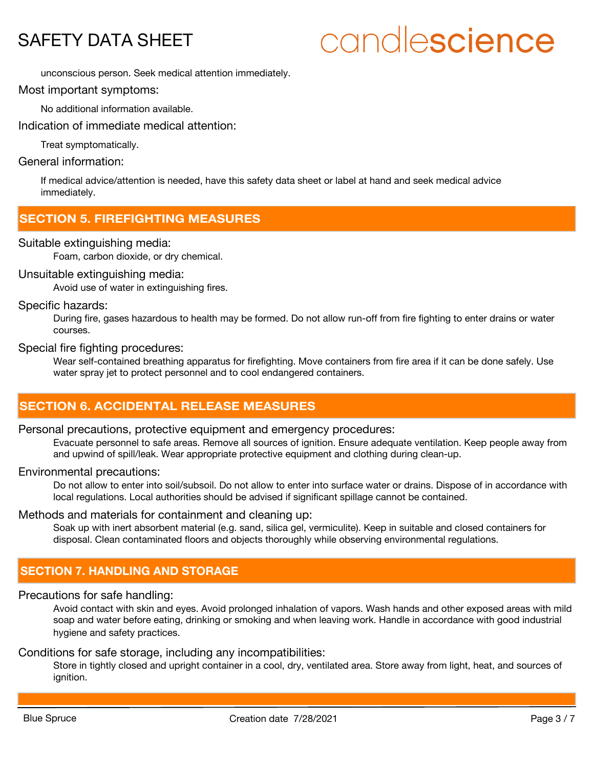unconscious person. Seek medical attention immediately.

Most important symptoms:

No additional information available.

Indication of immediate medical attention:

Treat symptomatically.

General information:

If medical advice/attention is needed, have this safety data sheet or label at hand and seek medical advice immediately.

## SECTION 5. FIREFIGHTING MEASURES

Suitable extinguishing media:

Foam, carbon dioxide, or dry chemical.

Unsuitable extinguishing media:

Avoid use of water in extinguishing fires.

Specific hazards:

During fire, gases hazardous to health may be formed. Do not allow run-off from fire fighting to enter drains or water courses.

Special fire fighting procedures:

Wear self-contained breathing apparatus for firefighting. Move containers from fire area if it can be done safely. Use water spray jet to protect personnel and to cool endangered containers.

## SECTION 6. ACCIDENTAL RELEASE MEASURES

Personal precautions, protective equipment and emergency procedures:

Evacuate personnel to safe areas. Remove all sources of ignition. Ensure adequate ventilation. Keep people away from and upwind of spill/leak. Wear appropriate protective equipment and clothing during clean-up.

Environmental precautions:

Do not allow to enter into soil/subsoil. Do not allow to enter into surface water or drains. Dispose of in accordance with local regulations. Local authorities should be advised if significant spillage cannot be contained.

Methods and materials for containment and cleaning up:

Soak up with inert absorbent material (e.g. sand, silica gel, vermiculite). Keep in suitable and closed containers for disposal. Clean contaminated floors and objects thoroughly while observing environmental regulations.

## SECTION 7. HANDLING AND STORAGE

Precautions for safe handling:

Avoid contact with skin and eyes. Avoid prolonged inhalation of vapors. Wash hands and other exposed areas with mild soap and water before eating, drinking or smoking and when leaving work. Handle in accordance with good industrial hygiene and safety practices.

Conditions for safe storage, including any incompatibilities:

Store in tightly closed and upright container in a cool, dry, ventilated area. Store away from light, heat, and sources of ignition.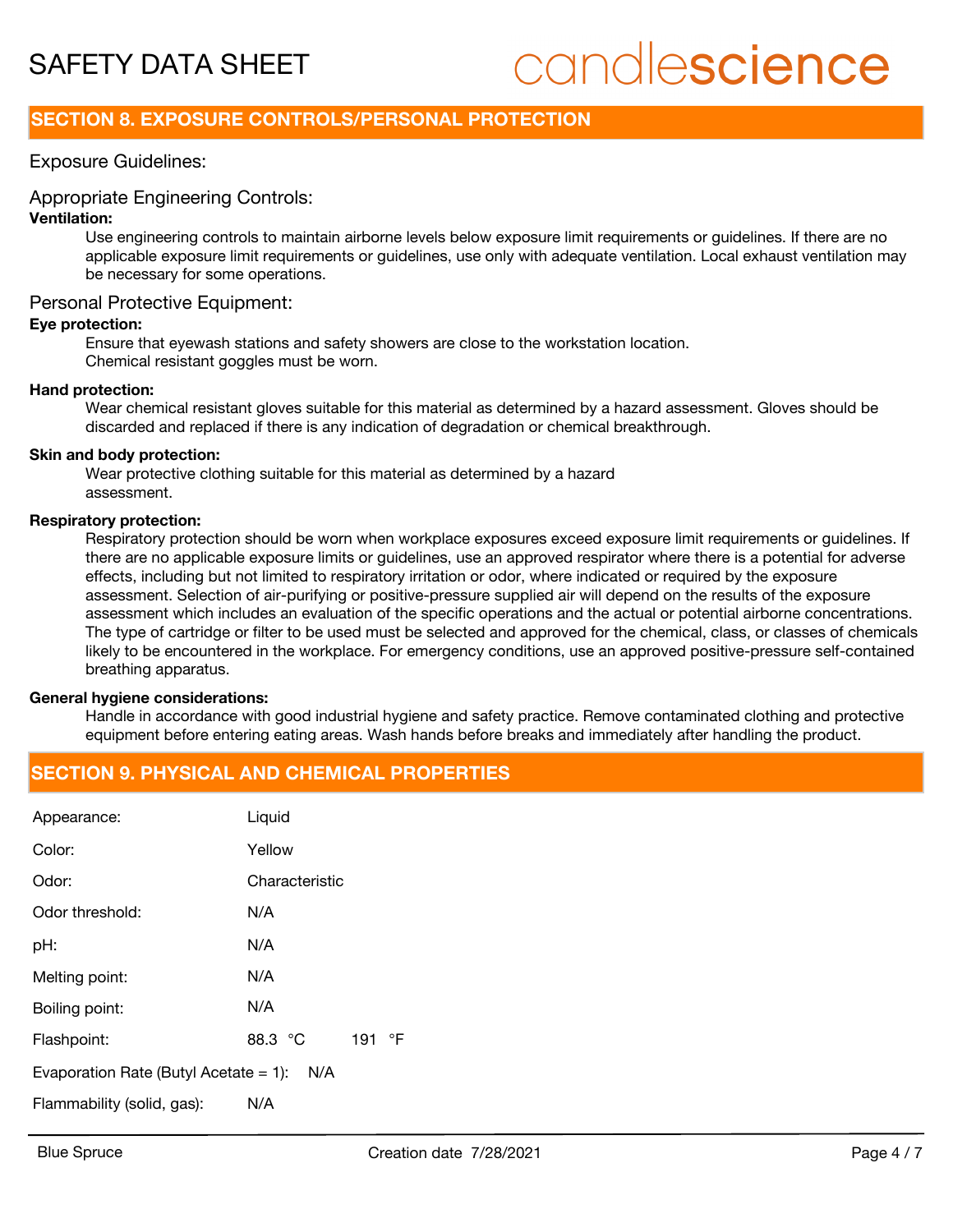## SECTION 8. EXPOSURE CONTROLS/PERSONAL PROTECTION

### Exposure Guidelines:

### Appropriate Engineering Controls:

**Ventilation:**

Use engineering controls to maintain airborne levels below exposure limit requirements or guidelines. If there are no applicable exposure limit requirements or guidelines, use only with adequate ventilation. Local exhaust ventilation may be necessary for some operations.

### Personal Protective Equipment:

**Eye protection:**

Ensure that eyewash stations and safety showers are close to the workstation location.
Chemical resistant goggles must be worn.

**Hand protection:**

Wear chemical resistant gloves suitable for this material as determined by a hazard assessment. Gloves should be discarded and replaced if there is any indication of degradation or chemical breakthrough.

**Skin and body protection:**

Wear protective clothing suitable for this material as determined by a hazard assessment.

**Respiratory protection:**

Respiratory protection should be worn when workplace exposures exceed exposure limit requirements or guidelines. If there are no applicable exposure limits or guidelines, use an approved respirator where there is a potential for adverse effects, including but not limited to respiratory irritation or odor, where indicated or required by the exposure assessment. Selection of air-purifying or positive-pressure supplied air will depend on the results of the exposure assessment which includes an evaluation of the specific operations and the actual or potential airborne concentrations. The type of cartridge or filter to be used must be selected and approved for the chemical, class, or classes of chemicals likely to be encountered in the workplace. For emergency conditions, use an approved positive-pressure self-contained breathing apparatus.

**General hygiene considerations:**

Handle in accordance with good industrial hygiene and safety practice. Remove contaminated clothing and protective equipment before entering eating areas. Wash hands before breaks and immediately after handling the product.

## SECTION 9. PHYSICAL AND CHEMICAL PROPERTIES

| | |
|---|---|
| Appearance: | Liquid |
| Color: | Yellow |
| Odor: | Characteristic |
| Odor threshold: | N/A |
| pH: | N/A |
| Melting point: | N/A |
| Boiling point: | N/A |
| Flashpoint: | 88.3 °C    191 °F |
| Evaporation Rate (Butyl Acetate = 1): | N/A |
| Flammability (solid, gas): | N/A |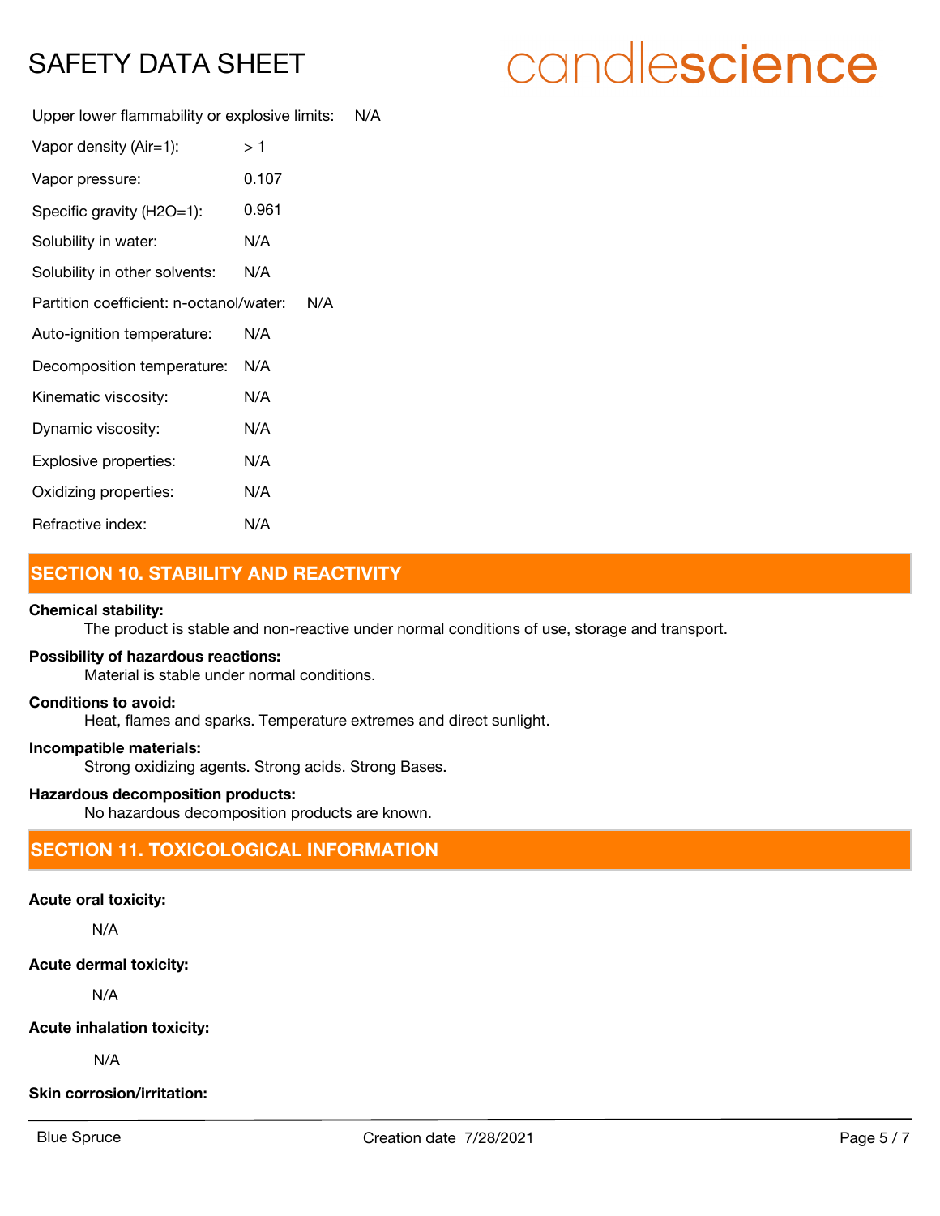Upper lower flammability or explosive limits: N/A

Vapor density (Air=1): > 1

Vapor pressure: 0.107

Specific gravity (H2O=1): 0.961

Solubility in water: N/A

Solubility in other solvents: N/A

Partition coefficient: n-octanol/water: N/A

Auto-ignition temperature: N/A

Decomposition temperature: N/A

Kinematic viscosity: N/A

Dynamic viscosity: N/A

Explosive properties: N/A

Oxidizing properties: N/A

Refractive index: N/A

## SECTION 10. STABILITY AND REACTIVITY

**Chemical stability:**

The product is stable and non-reactive under normal conditions of use, storage and transport.

**Possibility of hazardous reactions:**

Material is stable under normal conditions.

**Conditions to avoid:**

Heat, flames and sparks. Temperature extremes and direct sunlight.

**Incompatible materials:**

Strong oxidizing agents. Strong acids. Strong Bases.

**Hazardous decomposition products:**

No hazardous decomposition products are known.

## SECTION 11. TOXICOLOGICAL INFORMATION

**Acute oral toxicity:**

N/A

**Acute dermal toxicity:**

N/A

**Acute inhalation toxicity:**

N/A

**Skin corrosion/irritation:**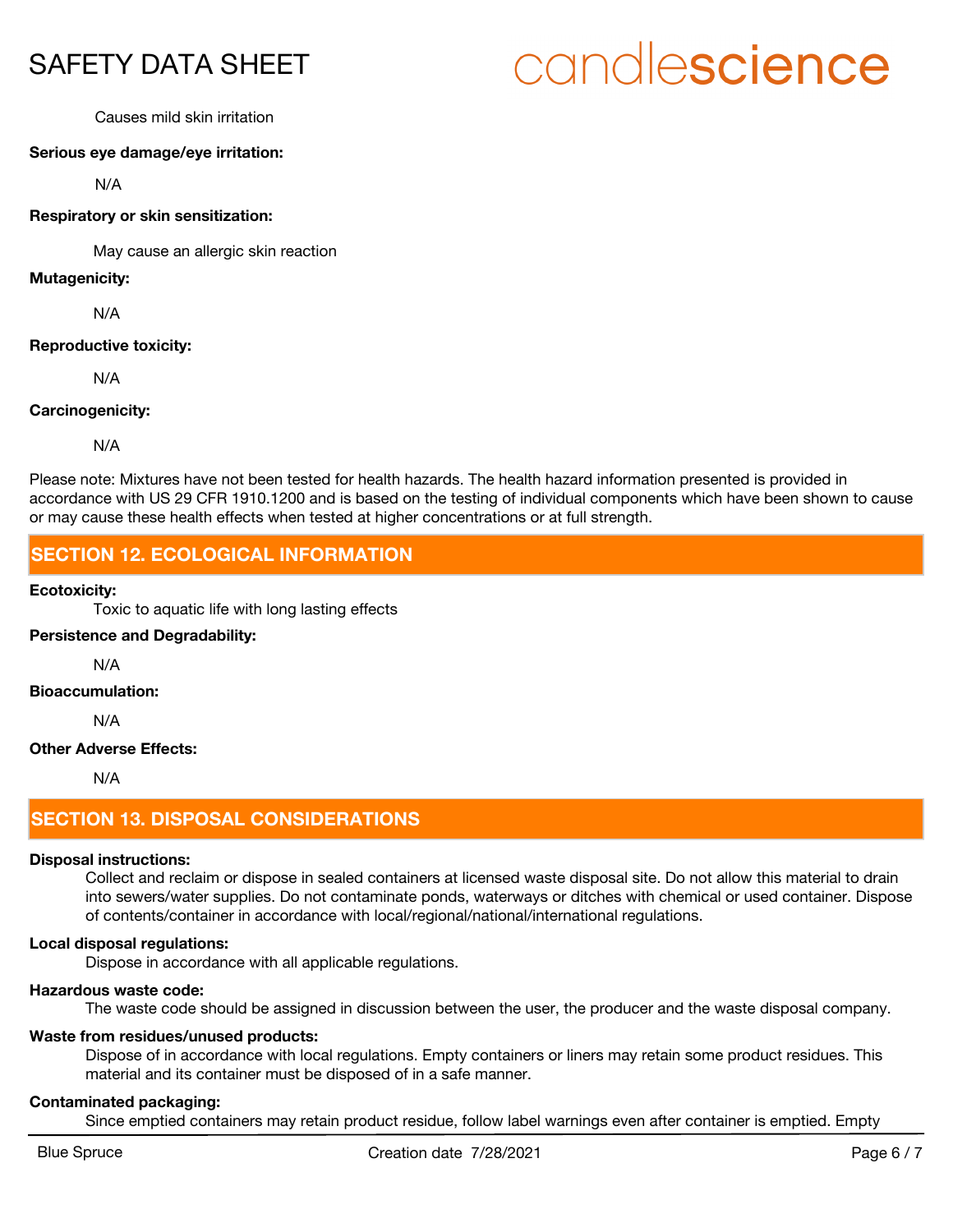Causes mild skin irritation

**Serious eye damage/eye irritation:**

N/A

**Respiratory or skin sensitization:**

May cause an allergic skin reaction

**Mutagenicity:**

N/A

**Reproductive toxicity:**

N/A

**Carcinogenicity:**

N/A

Please note: Mixtures have not been tested for health hazards. The health hazard information presented is provided in accordance with US 29 CFR 1910.1200 and is based on the testing of individual components which have been shown to cause or may cause these health effects when tested at higher concentrations or at full strength.

## SECTION 12. ECOLOGICAL INFORMATION

**Ecotoxicity:**

Toxic to aquatic life with long lasting effects

**Persistence and Degradability:**

N/A

**Bioaccumulation:**

N/A

**Other Adverse Effects:**

N/A

## SECTION 13. DISPOSAL CONSIDERATIONS

**Disposal instructions:**

Collect and reclaim or dispose in sealed containers at licensed waste disposal site. Do not allow this material to drain into sewers/water supplies. Do not contaminate ponds, waterways or ditches with chemical or used container. Dispose of contents/container in accordance with local/regional/national/international regulations.

**Local disposal regulations:**

Dispose in accordance with all applicable regulations.

**Hazardous waste code:**

The waste code should be assigned in discussion between the user, the producer and the waste disposal company.

**Waste from residues/unused products:**

Dispose of in accordance with local regulations. Empty containers or liners may retain some product residues. This material and its container must be disposed of in a safe manner.

**Contaminated packaging:**

Since emptied containers may retain product residue, follow label warnings even after container is emptied. Empty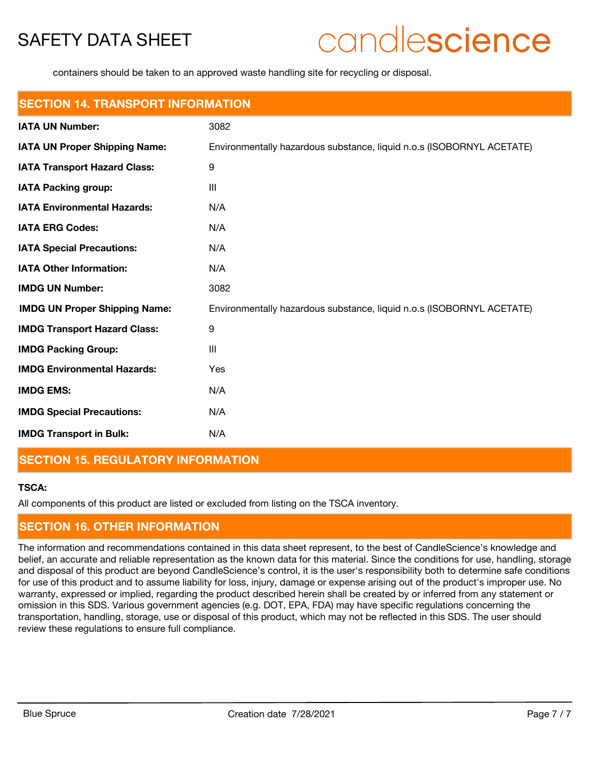containers should be taken to an approved waste handling site for recycling or disposal.

## SECTION 14. TRANSPORT INFORMATION

| | |
|---|---|
| **IATA UN Number:** | 3082 |
| **IATA UN Proper Shipping Name:** | Environmentally hazardous substance, liquid n.o.s (ISOBORNYL ACETATE) |
| **IATA Transport Hazard Class:** | 9 |
| **IATA Packing group:** | III |
| **IATA Environmental Hazards:** | N/A |
| **IATA ERG Codes:** | N/A |
| **IATA Special Precautions:** | N/A |
| **IATA Other Information:** | N/A |
| **IMDG UN Number:** | 3082 |
| **IMDG UN Proper Shipping Name:** | Environmentally hazardous substance, liquid n.o.s (ISOBORNYL ACETATE) |
| **IMDG Transport Hazard Class:** | 9 |
| **IMDG Packing Group:** | III |
| **IMDG Environmental Hazards:** | Yes |
| **IMDG EMS:** | N/A |
| **IMDG Special Precautions:** | N/A |
| **IMDG Transport in Bulk:** | N/A |

## SECTION 15. REGULATORY INFORMATION

**TSCA:**

All components of this product are listed or excluded from listing on the TSCA inventory.

## SECTION 16. OTHER INFORMATION

The information and recommendations contained in this data sheet represent, to the best of CandleScience's knowledge and belief, an accurate and reliable representation as the known data for this material. Since the conditions for use, handling, storage and disposal of this product are beyond CandleScience's control, it is the user's responsibility both to determine safe conditions for use of this product and to assume liability for loss, injury, damage or expense arising out of the product's improper use. No warranty, expressed or implied, regarding the product described herein shall be created by or inferred from any statement or omission in this SDS. Various government agencies (e.g. DOT, EPA, FDA) may have specific regulations concerning the transportation, handling, storage, use or disposal of this product, which may not be reflected in this SDS. The user should review these regulations to ensure full compliance.